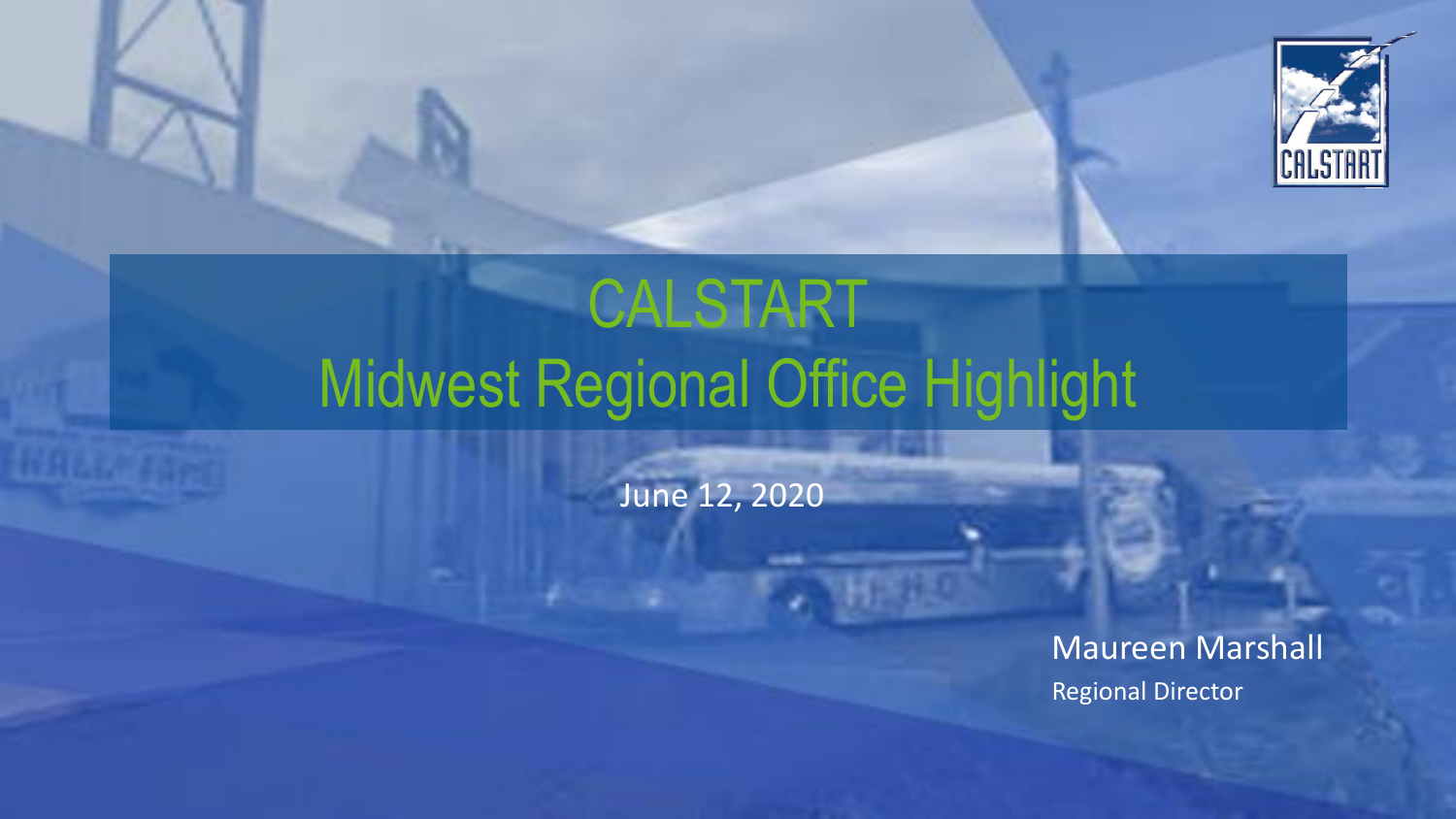# CALSTART
# Midwest Regional Office Highlight

June 12, 2020

Maureen Marshall

Regional Director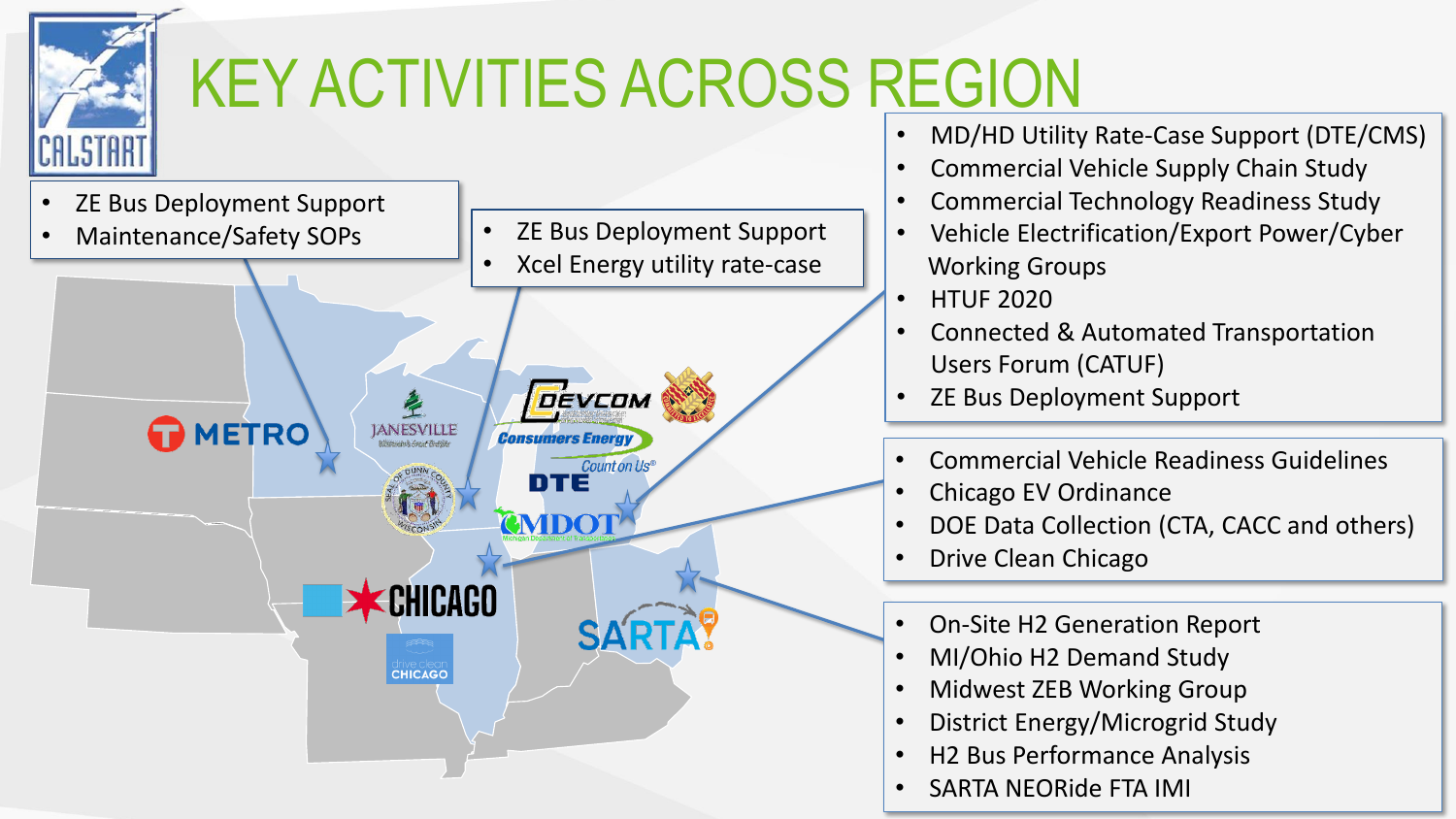# KEY ACTIVITIES ACROSS REGION

- ZE Bus Deployment Support
- Maintenance/Safety SOPs

- ZE Bus Deployment Support
- Xcel Energy utility rate-case

- MD/HD Utility Rate-Case Support (DTE/CMS)
- Commercial Vehicle Supply Chain Study
- Commercial Technology Readiness Study
- Vehicle Electrification/Export Power/Cyber Working Groups
- HTUF 2020
- Connected & Automated Transportation Users Forum (CATUF)
- ZE Bus Deployment Support

- Commercial Vehicle Readiness Guidelines
- Chicago EV Ordinance
- DOE Data Collection (CTA, CACC and others)
- Drive Clean Chicago

- On-Site H2 Generation Report
- MI/Ohio H2 Demand Study
- Midwest ZEB Working Group
- District Energy/Microgrid Study
- H2 Bus Performance Analysis
- SARTA NEORide FTA IMI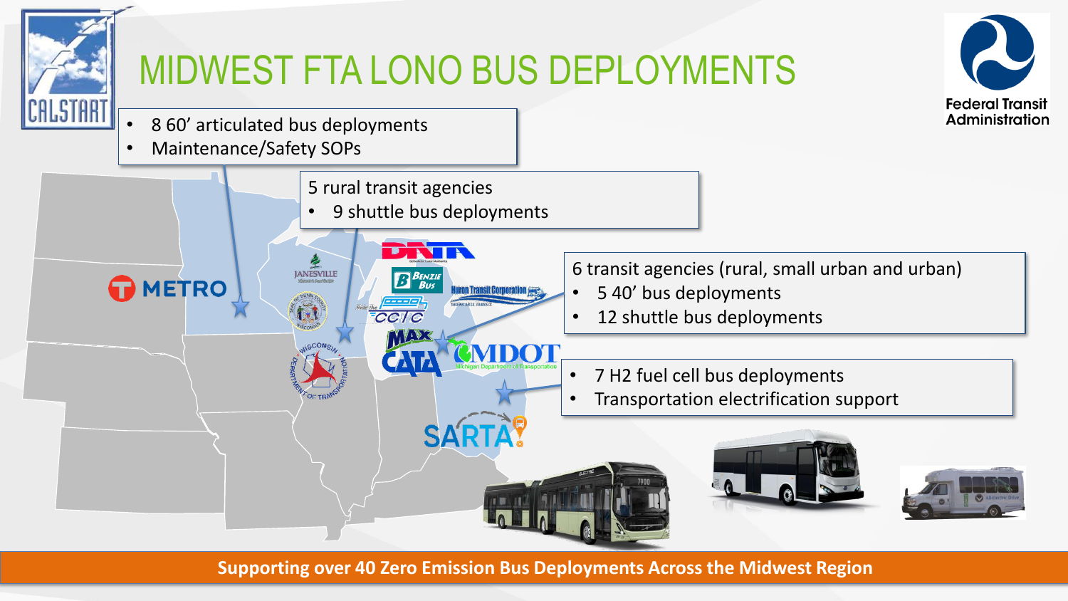# MIDWEST FTA LONO BUS DEPLOYMENTS

- 8 60' articulated bus deployments
- Maintenance/Safety SOPs

5 rural transit agencies
- 9 shuttle bus deployments

6 transit agencies (rural, small urban and urban)
- 5 40' bus deployments
- 12 shuttle bus deployments

- 7 H2 fuel cell bus deployments
- Transportation electrification support

**Supporting over 40 Zero Emission Bus Deployments Across the Midwest Region**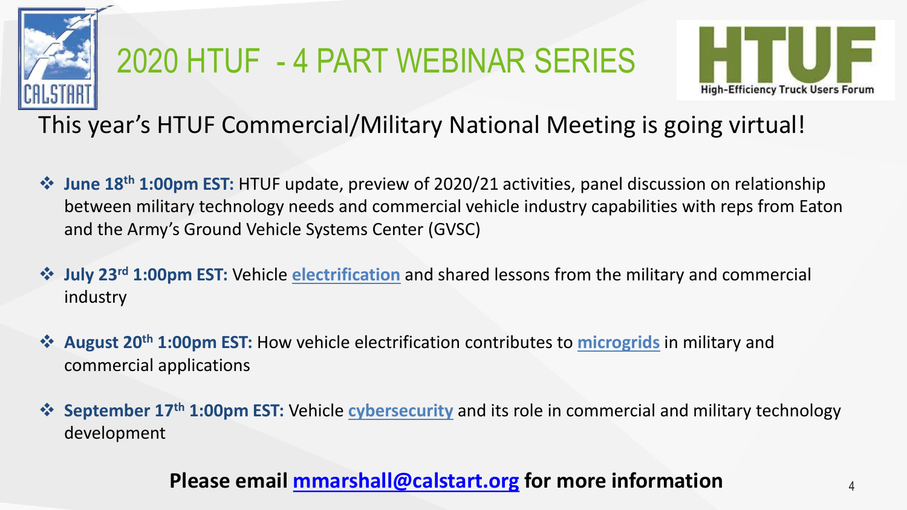# 2020 HTUF - 4 PART WEBINAR SERIES

## This year's HTUF Commercial/Military National Meeting is going virtual!

- **June 18th 1:00pm EST:** HTUF update, preview of 2020/21 activities, panel discussion on relationship between military technology needs and commercial vehicle industry capabilities with reps from Eaton and the Army's Ground Vehicle Systems Center (GVSC)
- **July 23rd 1:00pm EST:** Vehicle **electrification** and shared lessons from the military and commercial industry
- **August 20th 1:00pm EST:** How vehicle electrification contributes to **microgrids** in military and commercial applications
- **September 17th 1:00pm EST:** Vehicle **cybersecurity** and its role in commercial and military technology development

**Please email mmarshall@calstart.org for more information**